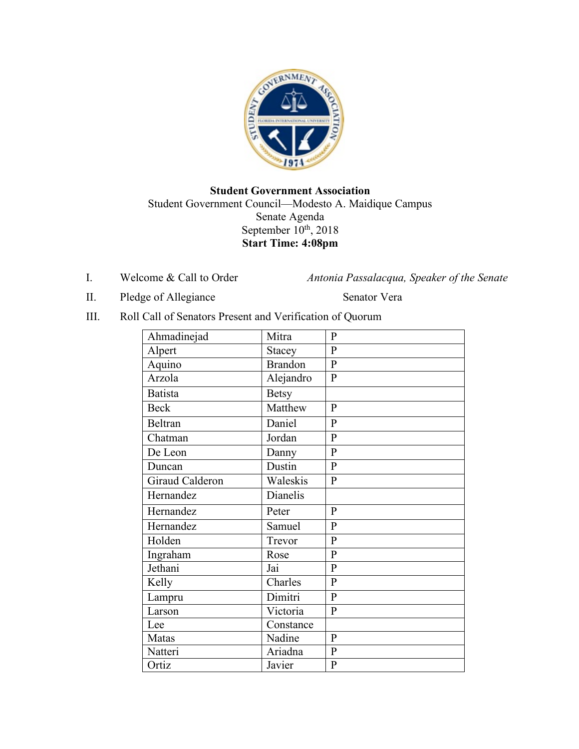**Student Government Association**
Student Government Council—Modesto A. Maidique Campus
Senate Agenda
September 10th, 2018
**Start Time: 4:08pm**

I. Welcome & Call to Order — *Antonia Passalacqua, Speaker of the Senate*

II. Pledge of Allegiance — Senator Vera

III. Roll Call of Senators Present and Verification of Quorum

| | | |
|---|---|---|
| Ahmadinejad | Mitra | P |
| Alpert | Stacey | P |
| Aquino | Brandon | P |
| Arzola | Alejandro | P |
| Batista | Betsy | |
| Beck | Matthew | P |
| Beltran | Daniel | P |
| Chatman | Jordan | P |
| De Leon | Danny | P |
| Duncan | Dustin | P |
| Giraud Calderon | Waleskis | P |
| Hernandez | Dianelis | |
| Hernandez | Peter | P |
| Hernandez | Samuel | P |
| Holden | Trevor | P |
| Ingraham | Rose | P |
| Jethani | Jai | P |
| Kelly | Charles | P |
| Lampru | Dimitri | P |
| Larson | Victoria | P |
| Lee | Constance | |
| Matas | Nadine | P |
| Natteri | Ariadna | P |
| Ortiz | Javier | P |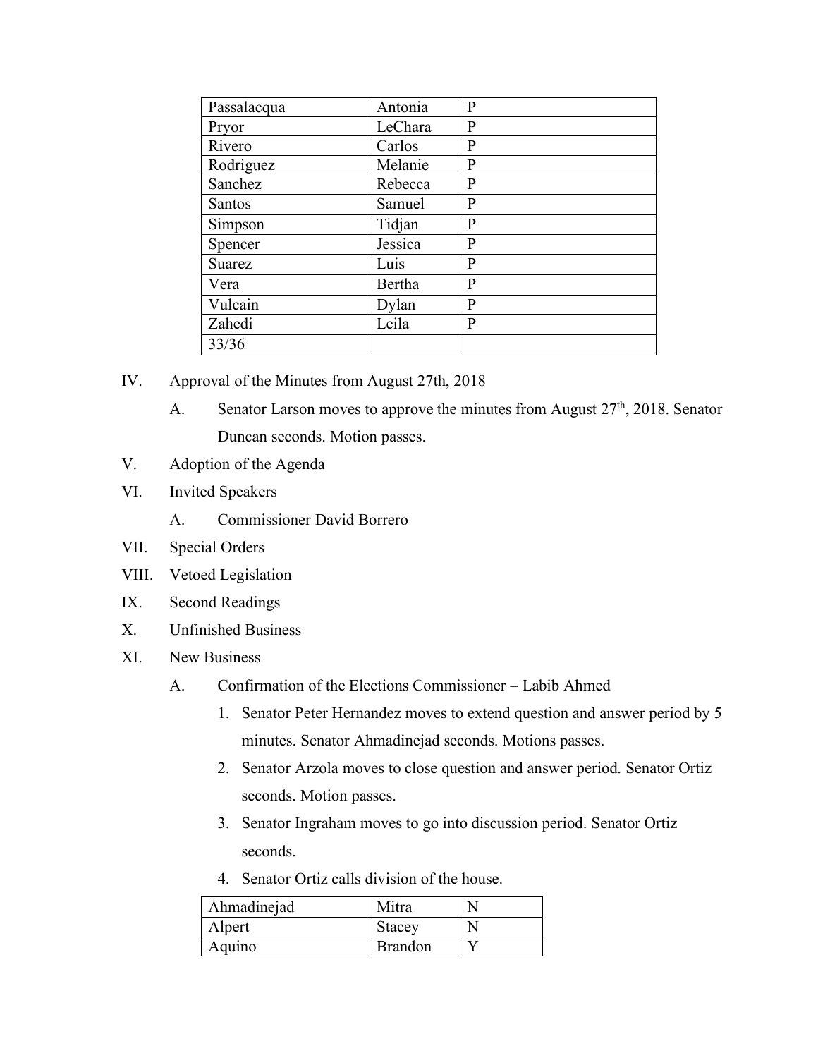| Passalacqua | Antonia | P |
|---|---|---|
| Pryor | LeChara | P |
| Rivero | Carlos | P |
| Rodriguez | Melanie | P |
| Sanchez | Rebecca | P |
| Santos | Samuel | P |
| Simpson | Tidjan | P |
| Spencer | Jessica | P |
| Suarez | Luis | P |
| Vera | Bertha | P |
| Vulcain | Dylan | P |
| Zahedi | Leila | P |
| 33/36 | | |

IV. Approval of the Minutes from August 27th, 2018

A. Senator Larson moves to approve the minutes from August 27th, 2018. Senator Duncan seconds. Motion passes.

V. Adoption of the Agenda

VI. Invited Speakers

A. Commissioner David Borrero

VII. Special Orders

VIII. Vetoed Legislation

IX. Second Readings

X. Unfinished Business

XI. New Business

A. Confirmation of the Elections Commissioner – Labib Ahmed

1. Senator Peter Hernandez moves to extend question and answer period by 5 minutes. Senator Ahmadinejad seconds. Motions passes.
2. Senator Arzola moves to close question and answer period. Senator Ortiz seconds. Motion passes.
3. Senator Ingraham moves to go into discussion period. Senator Ortiz seconds.
4. Senator Ortiz calls division of the house.

| Ahmadinejad | Mitra | N |
|---|---|---|
| Alpert | Stacey | N |
| Aquino | Brandon | Y |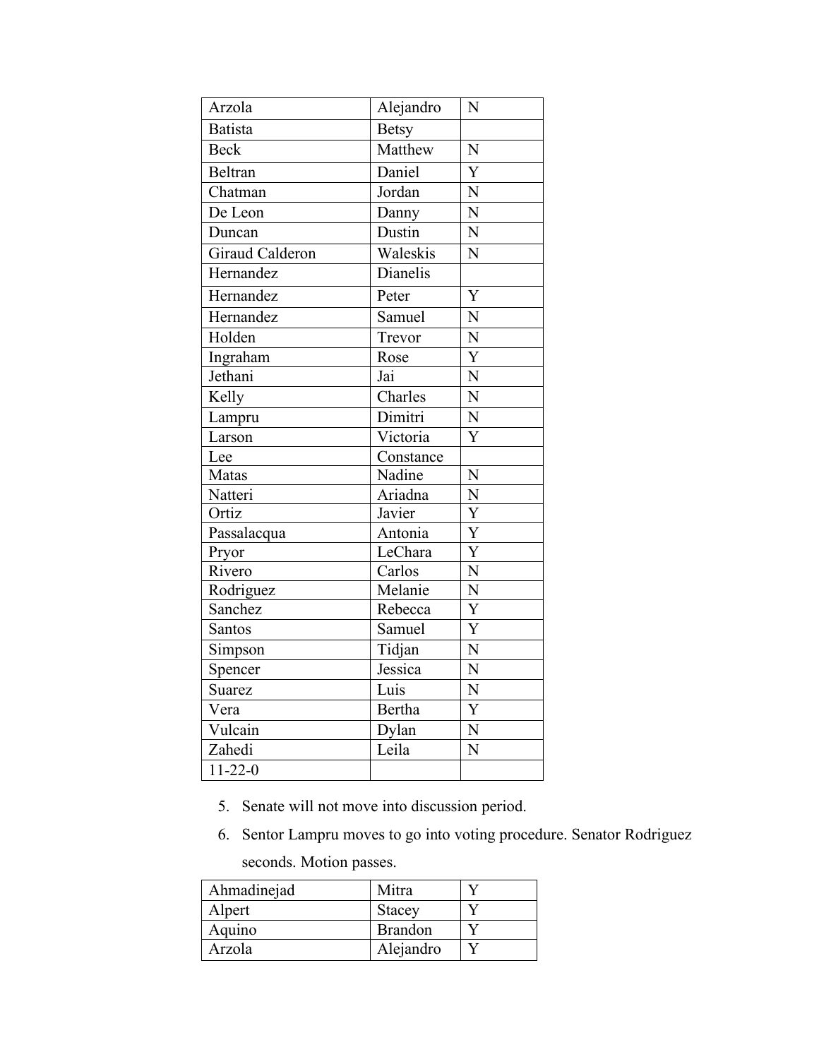| Arzola | Alejandro | N |
|---|---|---|
| Batista | Betsy | |
| Beck | Matthew | N |
| Beltran | Daniel | Y |
| Chatman | Jordan | N |
| De Leon | Danny | N |
| Duncan | Dustin | N |
| Giraud Calderon | Waleskis | N |
| Hernandez | Dianelis | |
| Hernandez | Peter | Y |
| Hernandez | Samuel | N |
| Holden | Trevor | N |
| Ingraham | Rose | Y |
| Jethani | Jai | N |
| Kelly | Charles | N |
| Lampru | Dimitri | N |
| Larson | Victoria | Y |
| Lee | Constance | |
| Matas | Nadine | N |
| Natteri | Ariadna | N |
| Ortiz | Javier | Y |
| Passalacqua | Antonia | Y |
| Pryor | LeChara | Y |
| Rivero | Carlos | N |
| Rodriguez | Melanie | N |
| Sanchez | Rebecca | Y |
| Santos | Samuel | Y |
| Simpson | Tidjan | N |
| Spencer | Jessica | N |
| Suarez | Luis | N |
| Vera | Bertha | Y |
| Vulcain | Dylan | N |
| Zahedi | Leila | N |
| 11-22-0 | | |

5. Senate will not move into discussion period.
6. Sentor Lampru moves to go into voting procedure. Senator Rodriguez seconds. Motion passes.

| Ahmadinejad | Mitra | Y |
|---|---|---|
| Alpert | Stacey | Y |
| Aquino | Brandon | Y |
| Arzola | Alejandro | Y |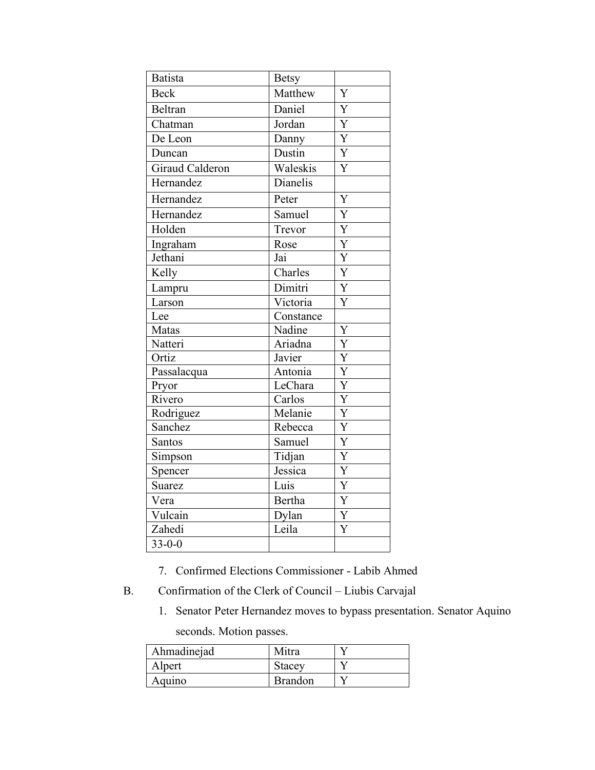| Batista | Betsy | |
|---|---|---|
| Beck | Matthew | Y |
| Beltran | Daniel | Y |
| Chatman | Jordan | Y |
| De Leon | Danny | Y |
| Duncan | Dustin | Y |
| Giraud Calderon | Waleskis | Y |
| Hernandez | Dianelis | |
| Hernandez | Peter | Y |
| Hernandez | Samuel | Y |
| Holden | Trevor | Y |
| Ingraham | Rose | Y |
| Jethani | Jai | Y |
| Kelly | Charles | Y |
| Lampru | Dimitri | Y |
| Larson | Victoria | Y |
| Lee | Constance | |
| Matas | Nadine | Y |
| Natteri | Ariadna | Y |
| Ortiz | Javier | Y |
| Passalacqua | Antonia | Y |
| Pryor | LeChara | Y |
| Rivero | Carlos | Y |
| Rodriguez | Melanie | Y |
| Sanchez | Rebecca | Y |
| Santos | Samuel | Y |
| Simpson | Tidjan | Y |
| Spencer | Jessica | Y |
| Suarez | Luis | Y |
| Vera | Bertha | Y |
| Vulcain | Dylan | Y |
| Zahedi | Leila | Y |
| 33-0-0 | | |

7. Confirmed Elections Commissioner - Labib Ahmed

B. Confirmation of the Clerk of Council – Liubis Carvajal

1. Senator Peter Hernandez moves to bypass presentation. Senator Aquino seconds. Motion passes.

| Ahmadinejad | Mitra | Y |
|---|---|---|
| Alpert | Stacey | Y |
| Aquino | Brandon | Y |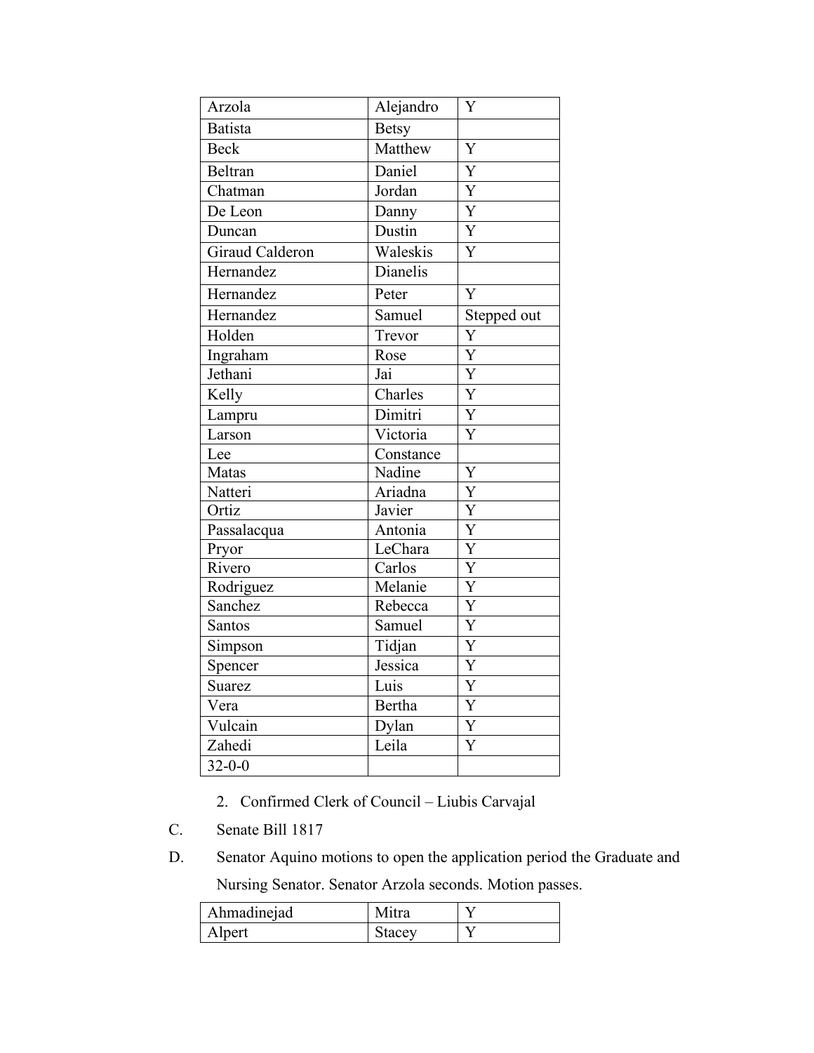| | | |
|---|---|---|
| Arzola | Alejandro | Y |
| Batista | Betsy | |
| Beck | Matthew | Y |
| Beltran | Daniel | Y |
| Chatman | Jordan | Y |
| De Leon | Danny | Y |
| Duncan | Dustin | Y |
| Giraud Calderon | Waleskis | Y |
| Hernandez | Dianelis | |
| Hernandez | Peter | Y |
| Hernandez | Samuel | Stepped out |
| Holden | Trevor | Y |
| Ingraham | Rose | Y |
| Jethani | Jai | Y |
| Kelly | Charles | Y |
| Lampru | Dimitri | Y |
| Larson | Victoria | Y |
| Lee | Constance | |
| Matas | Nadine | Y |
| Natteri | Ariadna | Y |
| Ortiz | Javier | Y |
| Passalacqua | Antonia | Y |
| Pryor | LeChara | Y |
| Rivero | Carlos | Y |
| Rodriguez | Melanie | Y |
| Sanchez | Rebecca | Y |
| Santos | Samuel | Y |
| Simpson | Tidjan | Y |
| Spencer | Jessica | Y |
| Suarez | Luis | Y |
| Vera | Bertha | Y |
| Vulcain | Dylan | Y |
| Zahedi | Leila | Y |
| 32-0-0 | | |

2. Confirmed Clerk of Council – Liubis Carvajal

C. Senate Bill 1817

D. Senator Aquino motions to open the application period the Graduate and Nursing Senator. Senator Arzola seconds. Motion passes.

| | | |
|---|---|---|
| Ahmadinejad | Mitra | Y |
| Alpert | Stacey | Y |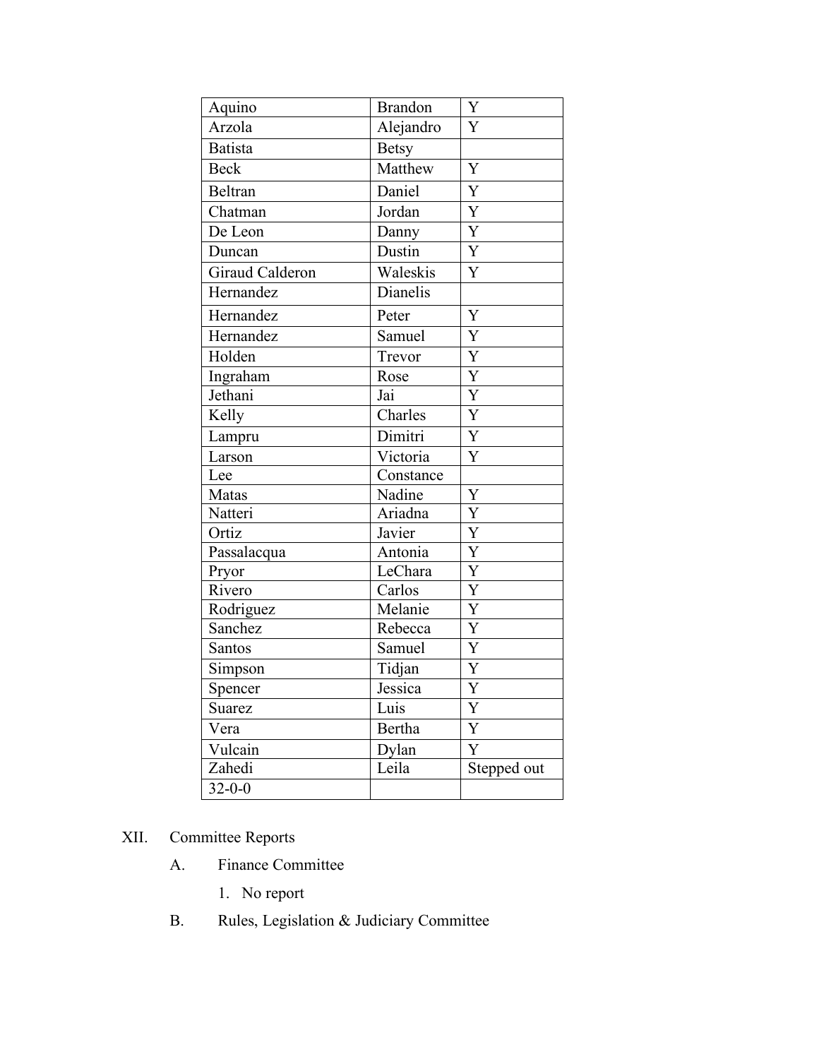| Aquino | Brandon | Y |
|---|---|---|
| Arzola | Alejandro | Y |
| Batista | Betsy | |
| Beck | Matthew | Y |
| Beltran | Daniel | Y |
| Chatman | Jordan | Y |
| De Leon | Danny | Y |
| Duncan | Dustin | Y |
| Giraud Calderon | Waleskis | Y |
| Hernandez | Dianelis | |
| Hernandez | Peter | Y |
| Hernandez | Samuel | Y |
| Holden | Trevor | Y |
| Ingraham | Rose | Y |
| Jethani | Jai | Y |
| Kelly | Charles | Y |
| Lampru | Dimitri | Y |
| Larson | Victoria | Y |
| Lee | Constance | |
| Matas | Nadine | Y |
| Natteri | Ariadna | Y |
| Ortiz | Javier | Y |
| Passalacqua | Antonia | Y |
| Pryor | LeChara | Y |
| Rivero | Carlos | Y |
| Rodriguez | Melanie | Y |
| Sanchez | Rebecca | Y |
| Santos | Samuel | Y |
| Simpson | Tidjan | Y |
| Spencer | Jessica | Y |
| Suarez | Luis | Y |
| Vera | Bertha | Y |
| Vulcain | Dylan | Y |
| Zahedi | Leila | Stepped out |
| 32-0-0 | | |

XII. Committee Reports

A. Finance Committee

1. No report

B. Rules, Legislation & Judiciary Committee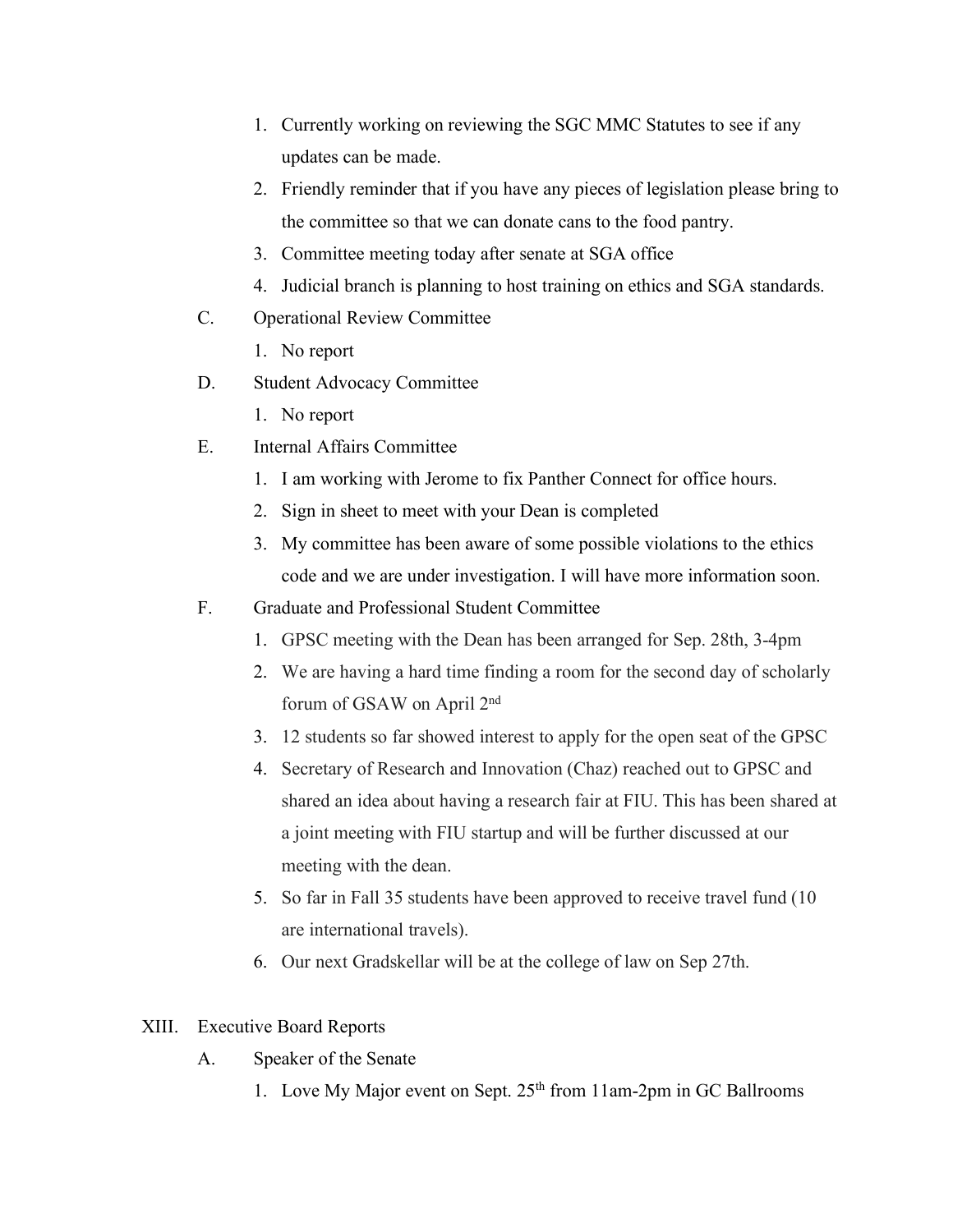1. Currently working on reviewing the SGC MMC Statutes to see if any updates can be made.
2. Friendly reminder that if you have any pieces of legislation please bring to the committee so that we can donate cans to the food pantry.
3. Committee meeting today after senate at SGA office
4. Judicial branch is planning to host training on ethics and SGA standards.

C. Operational Review Committee

1. No report

D. Student Advocacy Committee

1. No report

E. Internal Affairs Committee

1. I am working with Jerome to fix Panther Connect for office hours.
2. Sign in sheet to meet with your Dean is completed
3. My committee has been aware of some possible violations to the ethics code and we are under investigation. I will have more information soon.

F. Graduate and Professional Student Committee

1. GPSC meeting with the Dean has been arranged for Sep. 28th, 3-4pm
2. We are having a hard time finding a room for the second day of scholarly forum of GSAW on April 2nd
3. 12 students so far showed interest to apply for the open seat of the GPSC
4. Secretary of Research and Innovation (Chaz) reached out to GPSC and shared an idea about having a research fair at FIU. This has been shared at a joint meeting with FIU startup and will be further discussed at our meeting with the dean.
5. So far in Fall 35 students have been approved to receive travel fund (10 are international travels).
6. Our next Gradskellar will be at the college of law on Sep 27th.

XIII. Executive Board Reports

A. Speaker of the Senate

1. Love My Major event on Sept. 25th from 11am-2pm in GC Ballrooms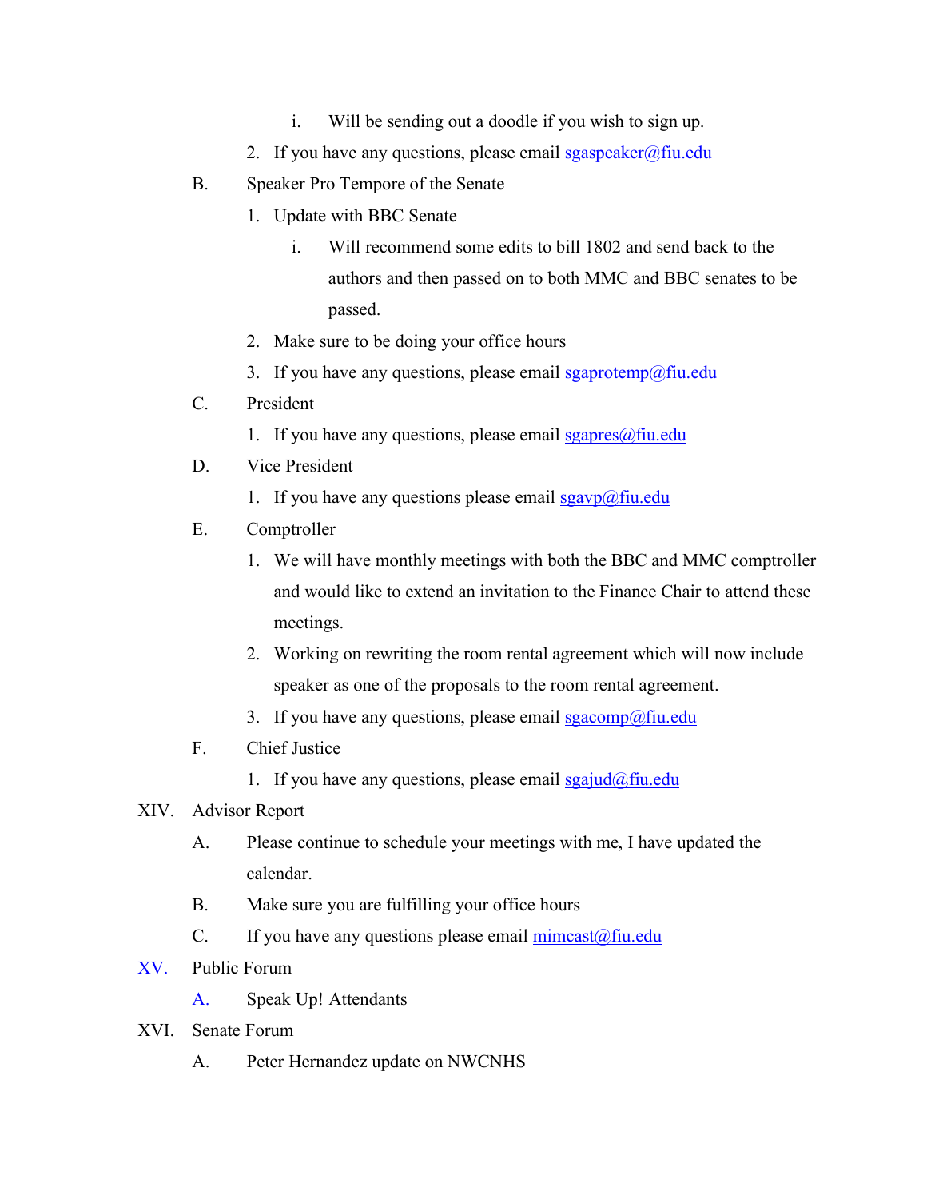i. Will be sending out a doodle if you wish to sign up.

2. If you have any questions, please email sgaspeaker@fiu.edu

B. Speaker Pro Tempore of the Senate

1. Update with BBC Senate

i. Will recommend some edits to bill 1802 and send back to the authors and then passed on to both MMC and BBC senates to be passed.

2. Make sure to be doing your office hours

3. If you have any questions, please email sgaprotemp@fiu.edu

C. President

1. If you have any questions, please email sgapres@fiu.edu

D. Vice President

1. If you have any questions please email sgavp@fiu.edu

E. Comptroller

1. We will have monthly meetings with both the BBC and MMC comptroller and would like to extend an invitation to the Finance Chair to attend these meetings.

2. Working on rewriting the room rental agreement which will now include speaker as one of the proposals to the room rental agreement.

3. If you have any questions, please email sgacomp@fiu.edu

F. Chief Justice

1. If you have any questions, please email sgajud@fiu.edu

XIV. Advisor Report

A. Please continue to schedule your meetings with me, I have updated the calendar.

B. Make sure you are fulfilling your office hours

C. If you have any questions please email mimcast@fiu.edu

XV. Public Forum

A. Speak Up! Attendants

XVI. Senate Forum

A. Peter Hernandez update on NWCNHS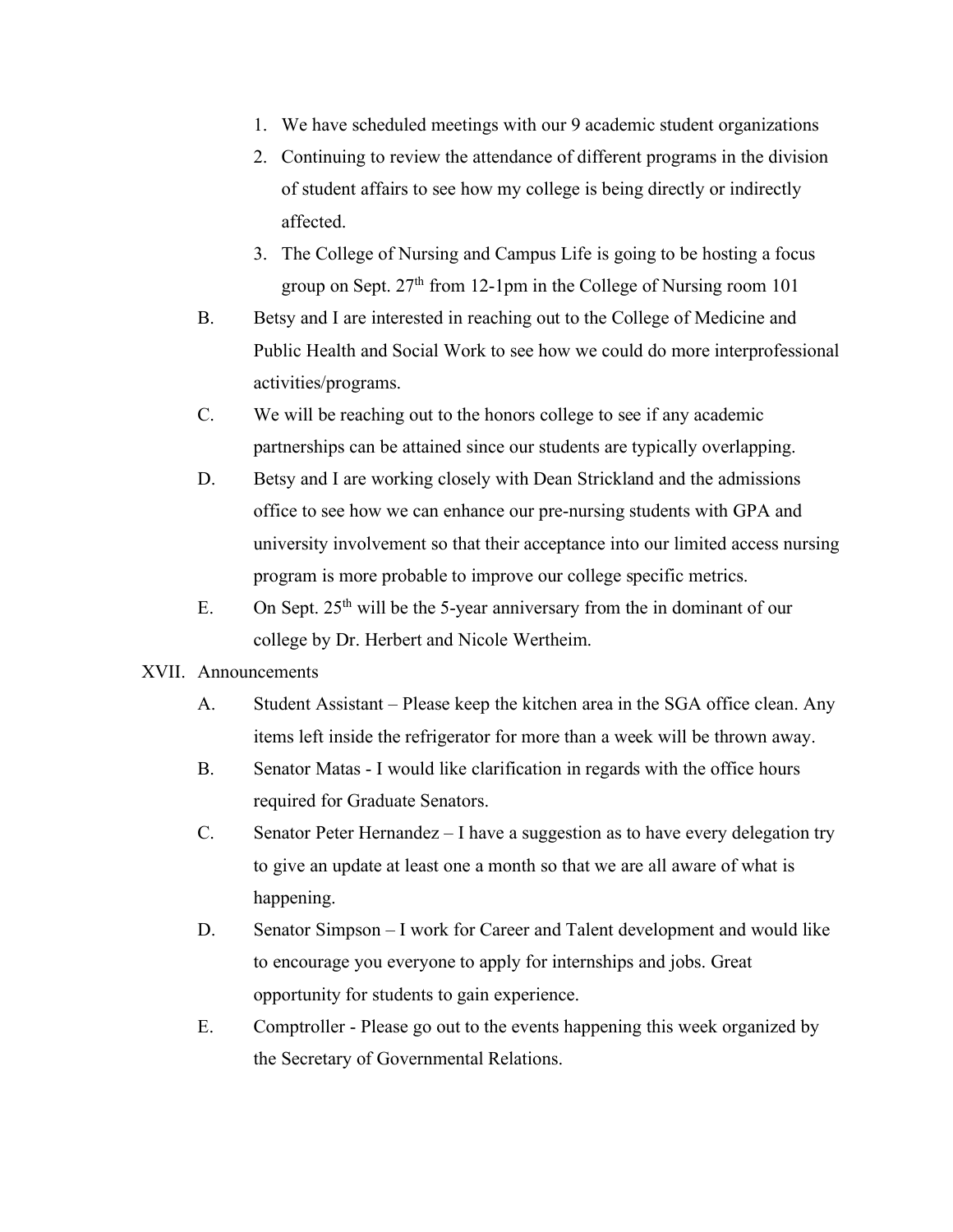1. We have scheduled meetings with our 9 academic student organizations
2. Continuing to review the attendance of different programs in the division of student affairs to see how my college is being directly or indirectly affected.
3. The College of Nursing and Campus Life is going to be hosting a focus group on Sept. 27th from 12-1pm in the College of Nursing room 101

B. Betsy and I are interested in reaching out to the College of Medicine and Public Health and Social Work to see how we could do more interprofessional activities/programs.

C. We will be reaching out to the honors college to see if any academic partnerships can be attained since our students are typically overlapping.

D. Betsy and I are working closely with Dean Strickland and the admissions office to see how we can enhance our pre-nursing students with GPA and university involvement so that their acceptance into our limited access nursing program is more probable to improve our college specific metrics.

E. On Sept. 25th will be the 5-year anniversary from the in dominant of our college by Dr. Herbert and Nicole Wertheim.

XVII. Announcements

A. Student Assistant – Please keep the kitchen area in the SGA office clean. Any items left inside the refrigerator for more than a week will be thrown away.

B. Senator Matas - I would like clarification in regards with the office hours required for Graduate Senators.

C. Senator Peter Hernandez – I have a suggestion as to have every delegation try to give an update at least one a month so that we are all aware of what is happening.

D. Senator Simpson – I work for Career and Talent development and would like to encourage you everyone to apply for internships and jobs. Great opportunity for students to gain experience.

E. Comptroller - Please go out to the events happening this week organized by the Secretary of Governmental Relations.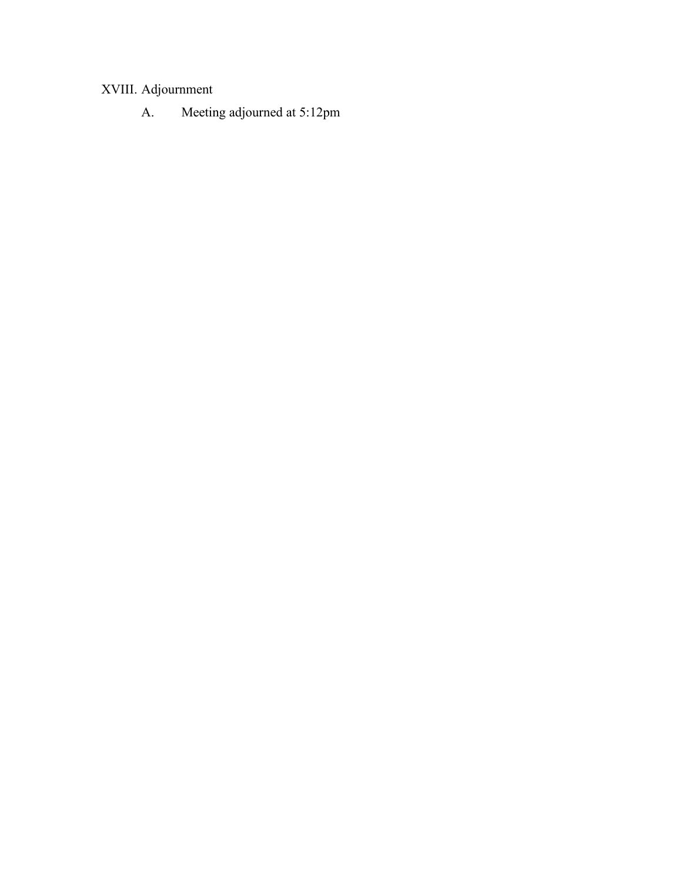XVIII. Adjournment

A. Meeting adjourned at 5:12pm